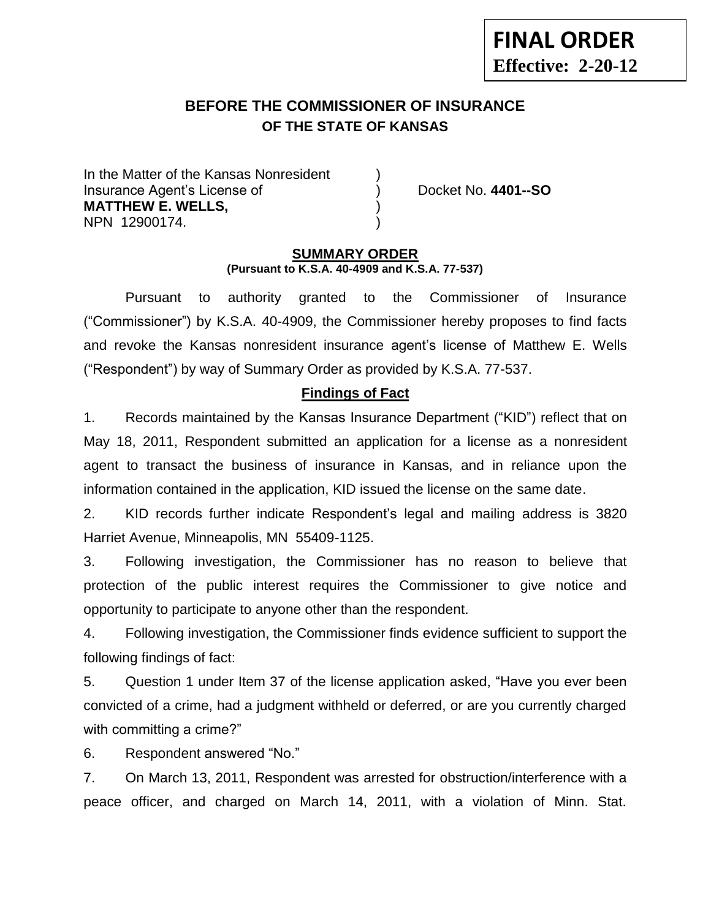**FINAL ORDER**
**Effective: 2-20-12**

# BEFORE THE COMMISSIONER OF INSURANCE
## OF THE STATE OF KANSAS

In the Matter of the Kansas Nonresident )
Insurance Agent's License of ) Docket No. **4401--SO**
**MATTHEW E. WELLS,** )
NPN 12900174. )

## SUMMARY ORDER
**(Pursuant to K.S.A. 40-4909 and K.S.A. 77-537)**

Pursuant to authority granted to the Commissioner of Insurance ("Commissioner") by K.S.A. 40-4909, the Commissioner hereby proposes to find facts and revoke the Kansas nonresident insurance agent's license of Matthew E. Wells ("Respondent") by way of Summary Order as provided by K.S.A. 77-537.

### Findings of Fact

1. Records maintained by the Kansas Insurance Department ("KID") reflect that on May 18, 2011, Respondent submitted an application for a license as a nonresident agent to transact the business of insurance in Kansas, and in reliance upon the information contained in the application, KID issued the license on the same date.

2. KID records further indicate Respondent's legal and mailing address is 3820 Harriet Avenue, Minneapolis, MN 55409-1125.

3. Following investigation, the Commissioner has no reason to believe that protection of the public interest requires the Commissioner to give notice and opportunity to participate to anyone other than the respondent.

4. Following investigation, the Commissioner finds evidence sufficient to support the following findings of fact:

5. Question 1 under Item 37 of the license application asked, "Have you ever been convicted of a crime, had a judgment withheld or deferred, or are you currently charged with committing a crime?"

6. Respondent answered "No."

7. On March 13, 2011, Respondent was arrested for obstruction/interference with a peace officer, and charged on March 14, 2011, with a violation of Minn. Stat.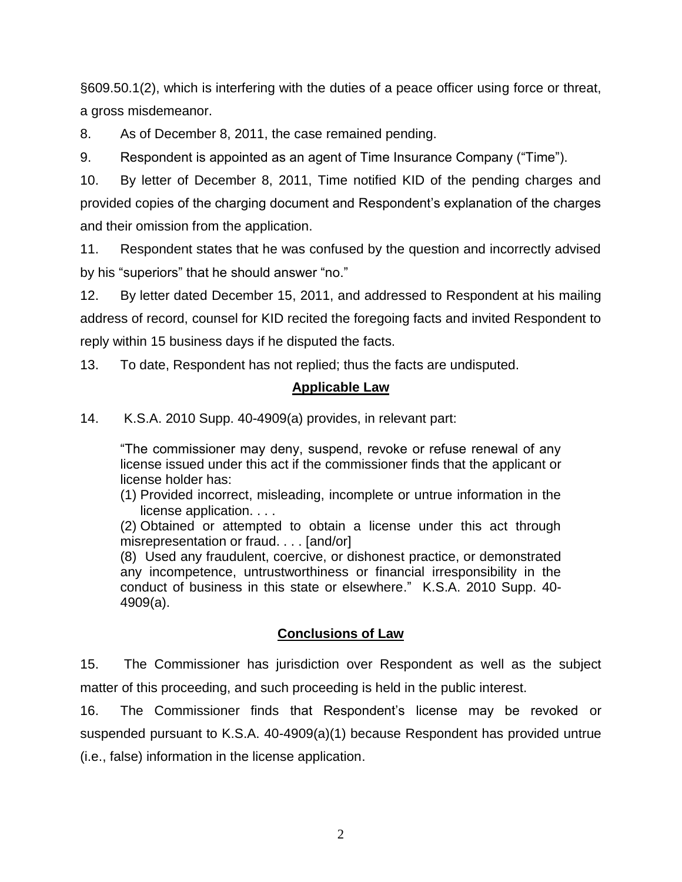§609.50.1(2), which is interfering with the duties of a peace officer using force or threat, a gross misdemeanor.

8. As of December 8, 2011, the case remained pending.

9. Respondent is appointed as an agent of Time Insurance Company ("Time").

10. By letter of December 8, 2011, Time notified KID of the pending charges and provided copies of the charging document and Respondent's explanation of the charges and their omission from the application.

11. Respondent states that he was confused by the question and incorrectly advised by his "superiors" that he should answer "no."

12. By letter dated December 15, 2011, and addressed to Respondent at his mailing address of record, counsel for KID recited the foregoing facts and invited Respondent to reply within 15 business days if he disputed the facts.

13. To date, Respondent has not replied; thus the facts are undisputed.

## **Applicable Law**

14. K.S.A. 2010 Supp. 40-4909(a) provides, in relevant part:

> "The commissioner may deny, suspend, revoke or refuse renewal of any license issued under this act if the commissioner finds that the applicant or license holder has:
>
> (1) Provided incorrect, misleading, incomplete or untrue information in the license application. . . .
>
> (2) Obtained or attempted to obtain a license under this act through misrepresentation or fraud. . . . [and/or]
>
> (8) Used any fraudulent, coercive, or dishonest practice, or demonstrated any incompetence, untrustworthiness or financial irresponsibility in the conduct of business in this state or elsewhere." K.S.A. 2010 Supp. 40-4909(a).

## **Conclusions of Law**

15. The Commissioner has jurisdiction over Respondent as well as the subject matter of this proceeding, and such proceeding is held in the public interest.

16. The Commissioner finds that Respondent's license may be revoked or suspended pursuant to K.S.A. 40-4909(a)(1) because Respondent has provided untrue (i.e., false) information in the license application.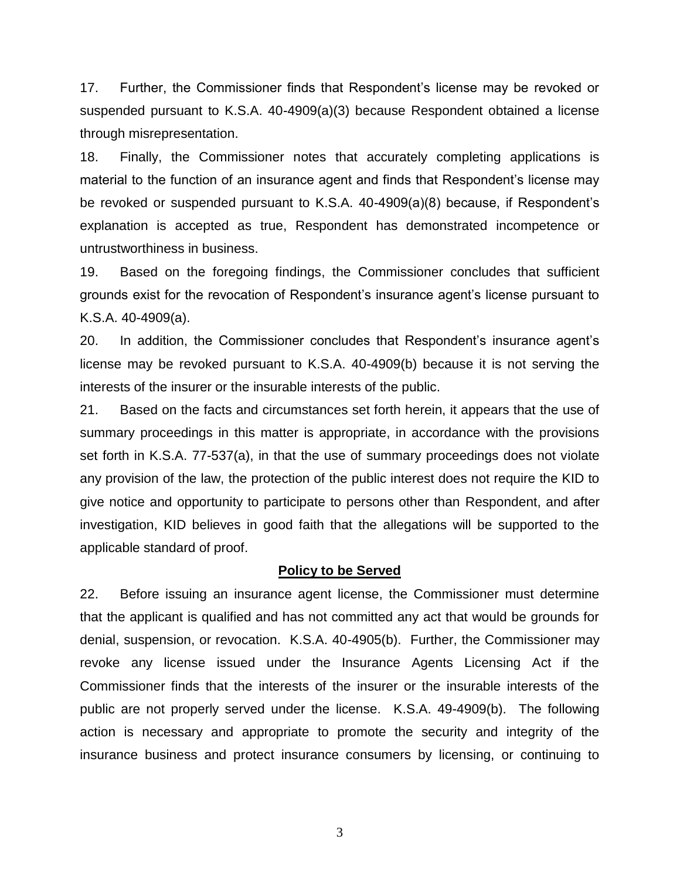17. Further, the Commissioner finds that Respondent's license may be revoked or suspended pursuant to K.S.A. 40-4909(a)(3) because Respondent obtained a license through misrepresentation.

18. Finally, the Commissioner notes that accurately completing applications is material to the function of an insurance agent and finds that Respondent's license may be revoked or suspended pursuant to K.S.A. 40-4909(a)(8) because, if Respondent's explanation is accepted as true, Respondent has demonstrated incompetence or untrustworthiness in business.

19. Based on the foregoing findings, the Commissioner concludes that sufficient grounds exist for the revocation of Respondent's insurance agent's license pursuant to K.S.A. 40-4909(a).

20. In addition, the Commissioner concludes that Respondent's insurance agent's license may be revoked pursuant to K.S.A. 40-4909(b) because it is not serving the interests of the insurer or the insurable interests of the public.

21. Based on the facts and circumstances set forth herein, it appears that the use of summary proceedings in this matter is appropriate, in accordance with the provisions set forth in K.S.A. 77-537(a), in that the use of summary proceedings does not violate any provision of the law, the protection of the public interest does not require the KID to give notice and opportunity to participate to persons other than Respondent, and after investigation, KID believes in good faith that the allegations will be supported to the applicable standard of proof.

**Policy to be Served**

22. Before issuing an insurance agent license, the Commissioner must determine that the applicant is qualified and has not committed any act that would be grounds for denial, suspension, or revocation. K.S.A. 40-4905(b). Further, the Commissioner may revoke any license issued under the Insurance Agents Licensing Act if the Commissioner finds that the interests of the insurer or the insurable interests of the public are not properly served under the license. K.S.A. 49-4909(b). The following action is necessary and appropriate to promote the security and integrity of the insurance business and protect insurance consumers by licensing, or continuing to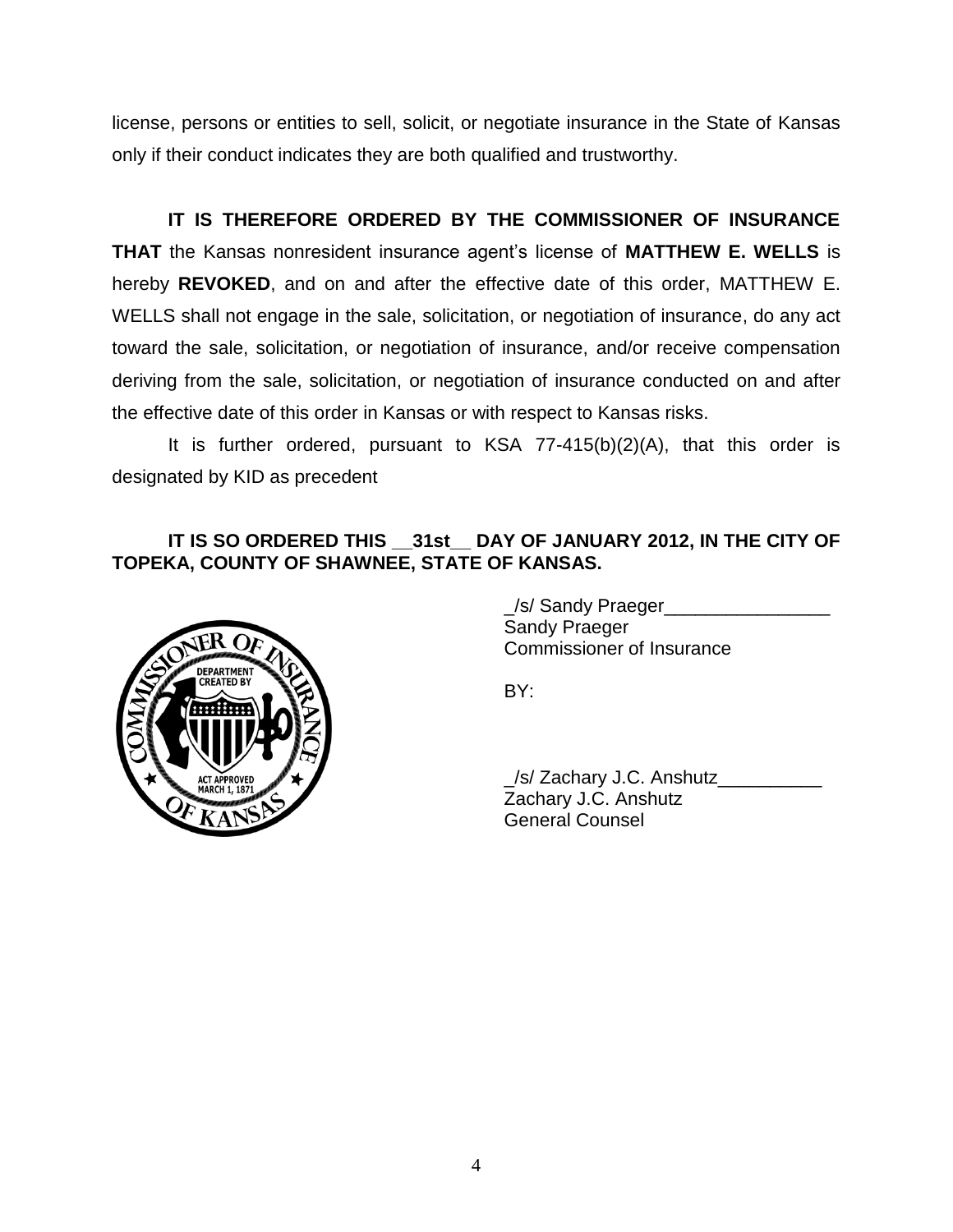license, persons or entities to sell, solicit, or negotiate insurance in the State of Kansas only if their conduct indicates they are both qualified and trustworthy.

**IT IS THEREFORE ORDERED BY THE COMMISSIONER OF INSURANCE THAT** the Kansas nonresident insurance agent's license of **MATTHEW E. WELLS** is hereby **REVOKED**, and on and after the effective date of this order, MATTHEW E. WELLS shall not engage in the sale, solicitation, or negotiation of insurance, do any act toward the sale, solicitation, or negotiation of insurance, and/or receive compensation deriving from the sale, solicitation, or negotiation of insurance conducted on and after the effective date of this order in Kansas or with respect to Kansas risks.

It is further ordered, pursuant to KSA 77-415(b)(2)(A), that this order is designated by KID as precedent

**IT IS SO ORDERED THIS __31st__ DAY OF JANUARY 2012, IN THE CITY OF TOPEKA, COUNTY OF SHAWNEE, STATE OF KANSAS.**

_/s/ Sandy Praeger________________
Sandy Praeger
Commissioner of Insurance

BY:

_/s/ Zachary J.C. Anshutz__________
Zachary J.C. Anshutz
General Counsel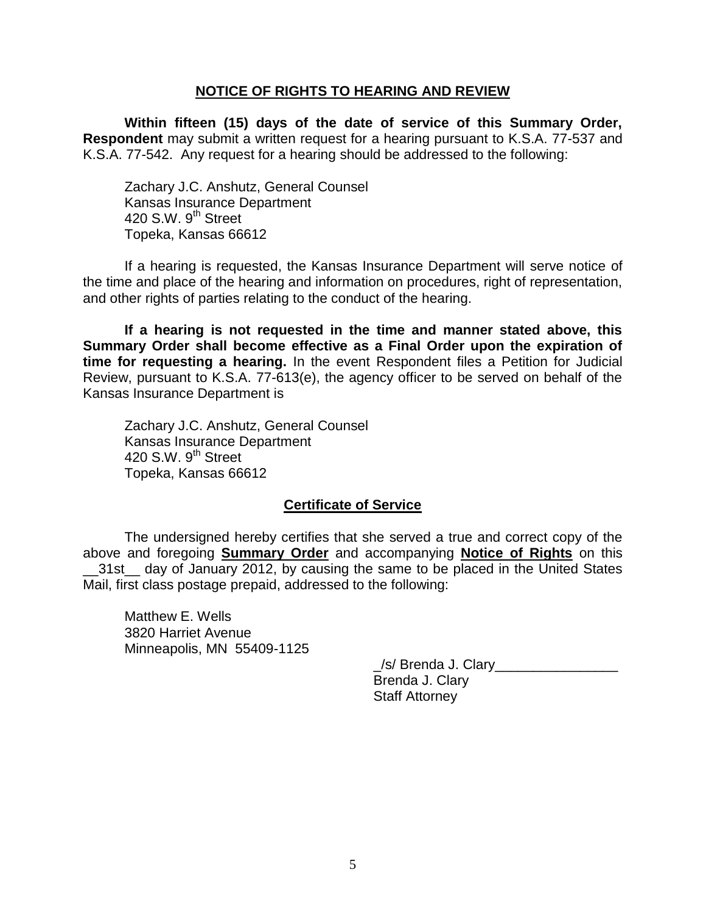## NOTICE OF RIGHTS TO HEARING AND REVIEW

**Within fifteen (15) days of the date of service of this Summary Order, Respondent** may submit a written request for a hearing pursuant to K.S.A. 77-537 and K.S.A. 77-542. Any request for a hearing should be addressed to the following:

Zachary J.C. Anshutz, General Counsel
Kansas Insurance Department
420 S.W. 9th Street
Topeka, Kansas 66612

If a hearing is requested, the Kansas Insurance Department will serve notice of the time and place of the hearing and information on procedures, right of representation, and other rights of parties relating to the conduct of the hearing.

**If a hearing is not requested in the time and manner stated above, this Summary Order shall become effective as a Final Order upon the expiration of time for requesting a hearing.** In the event Respondent files a Petition for Judicial Review, pursuant to K.S.A. 77-613(e), the agency officer to be served on behalf of the Kansas Insurance Department is

Zachary J.C. Anshutz, General Counsel
Kansas Insurance Department
420 S.W. 9th Street
Topeka, Kansas 66612

## Certificate of Service

The undersigned hereby certifies that she served a true and correct copy of the above and foregoing **Summary Order** and accompanying **Notice of Rights** on this __31st__ day of January 2012, by causing the same to be placed in the United States Mail, first class postage prepaid, addressed to the following:

Matthew E. Wells
3820 Harriet Avenue
Minneapolis, MN 55409-1125

_/s/ Brenda J. Clary________________
Brenda J. Clary
Staff Attorney